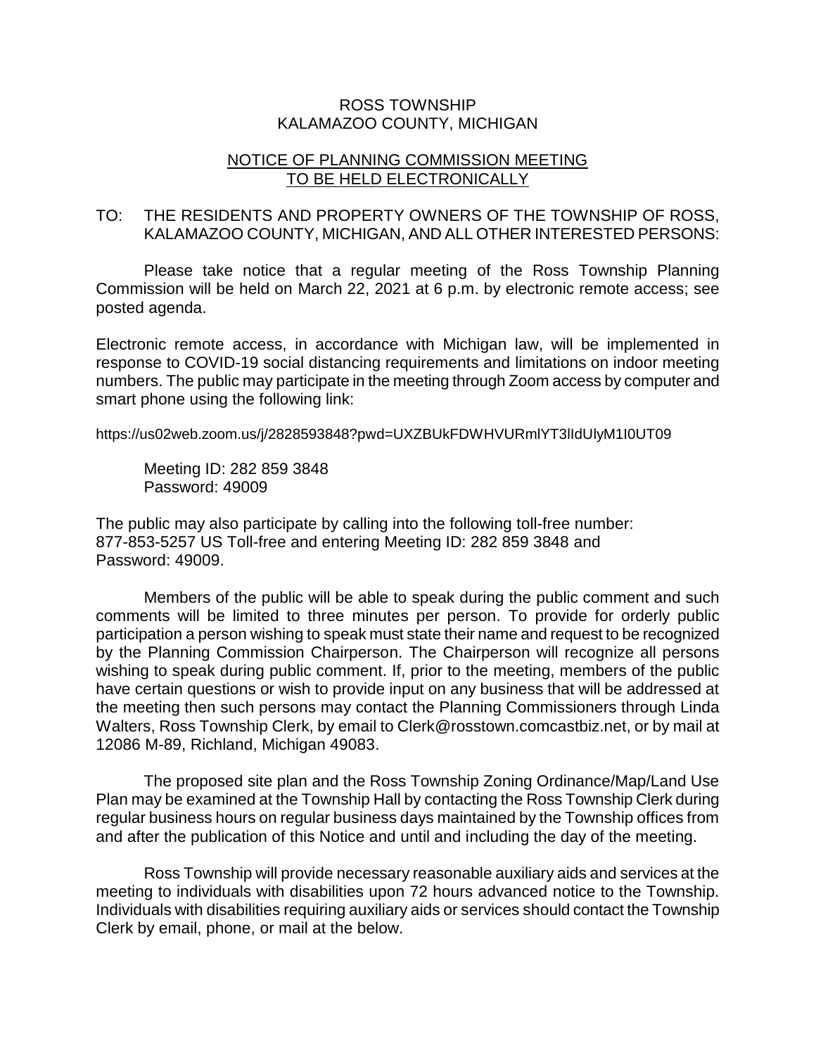# ROSS TOWNSHIP
# KALAMAZOO COUNTY, MICHIGAN

## NOTICE OF PLANNING COMMISSION MEETING TO BE HELD ELECTRONICALLY

TO: THE RESIDENTS AND PROPERTY OWNERS OF THE TOWNSHIP OF ROSS, KALAMAZOO COUNTY, MICHIGAN, AND ALL OTHER INTERESTED PERSONS:

Please take notice that a regular meeting of the Ross Township Planning Commission will be held on March 22, 2021 at 6 p.m. by electronic remote access; see posted agenda.

Electronic remote access, in accordance with Michigan law, will be implemented in response to COVID-19 social distancing requirements and limitations on indoor meeting numbers. The public may participate in the meeting through Zoom access by computer and smart phone using the following link:

https://us02web.zoom.us/j/2828593848?pwd=UXZBUkFDWHVURmlYT3lIdUlyM1I0UT09

Meeting ID: 282 859 3848
Password: 49009

The public may also participate by calling into the following toll-free number:
877-853-5257 US Toll-free and entering Meeting ID: 282 859 3848 and Password: 49009.

Members of the public will be able to speak during the public comment and such comments will be limited to three minutes per person. To provide for orderly public participation a person wishing to speak must state their name and request to be recognized by the Planning Commission Chairperson. The Chairperson will recognize all persons wishing to speak during public comment. If, prior to the meeting, members of the public have certain questions or wish to provide input on any business that will be addressed at the meeting then such persons may contact the Planning Commissioners through Linda Walters, Ross Township Clerk, by email to Clerk@rosstown.comcastbiz.net, or by mail at 12086 M-89, Richland, Michigan 49083.

The proposed site plan and the Ross Township Zoning Ordinance/Map/Land Use Plan may be examined at the Township Hall by contacting the Ross Township Clerk during regular business hours on regular business days maintained by the Township offices from and after the publication of this Notice and until and including the day of the meeting.

Ross Township will provide necessary reasonable auxiliary aids and services at the meeting to individuals with disabilities upon 72 hours advanced notice to the Township. Individuals with disabilities requiring auxiliary aids or services should contact the Township Clerk by email, phone, or mail at the below.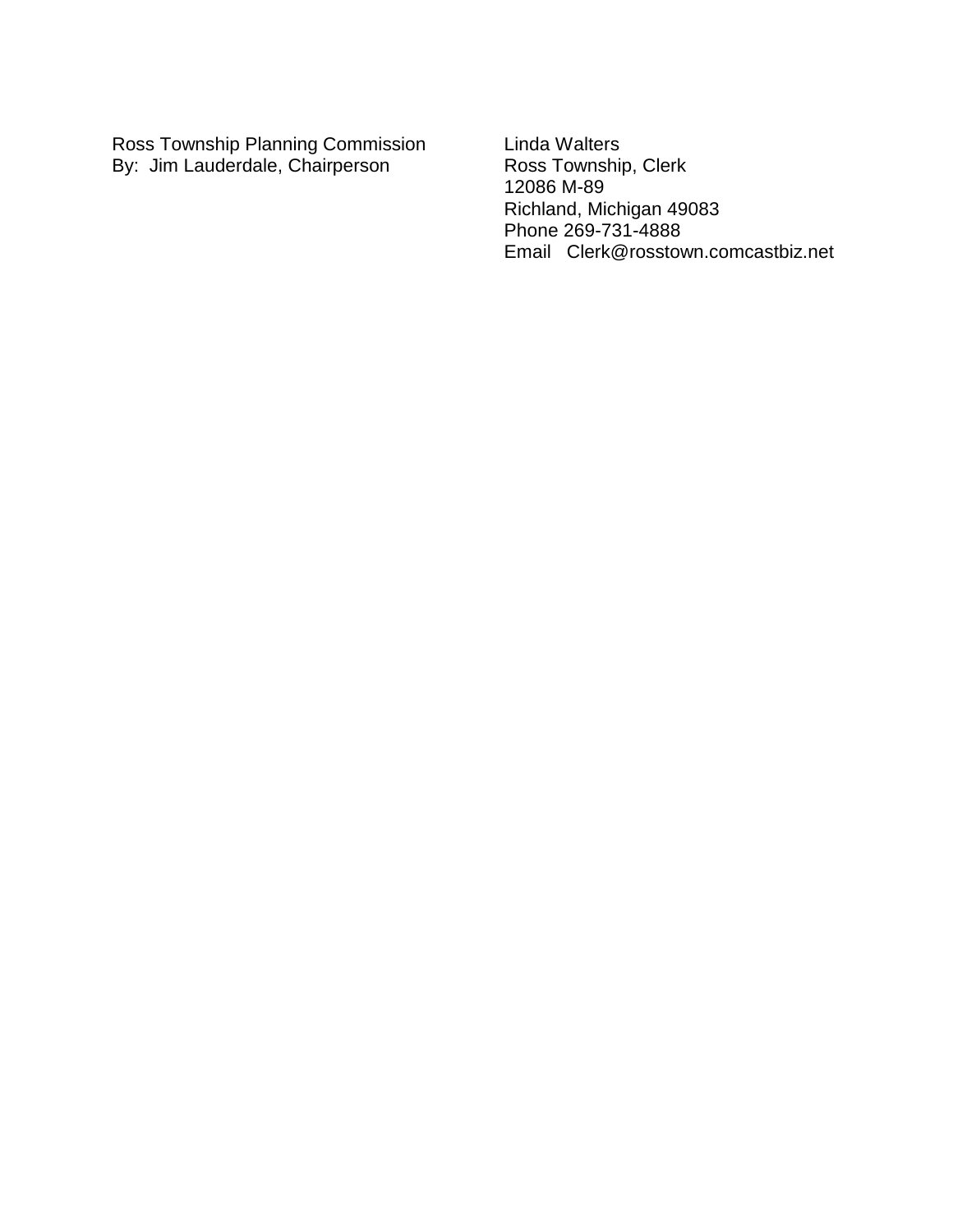Ross Township Planning Commission
By: Jim Lauderdale, Chairperson

Linda Walters
Ross Township, Clerk
12086 M-89
Richland, Michigan 49083
Phone 269-731-4888
Email Clerk@rosstown.comcastbiz.net